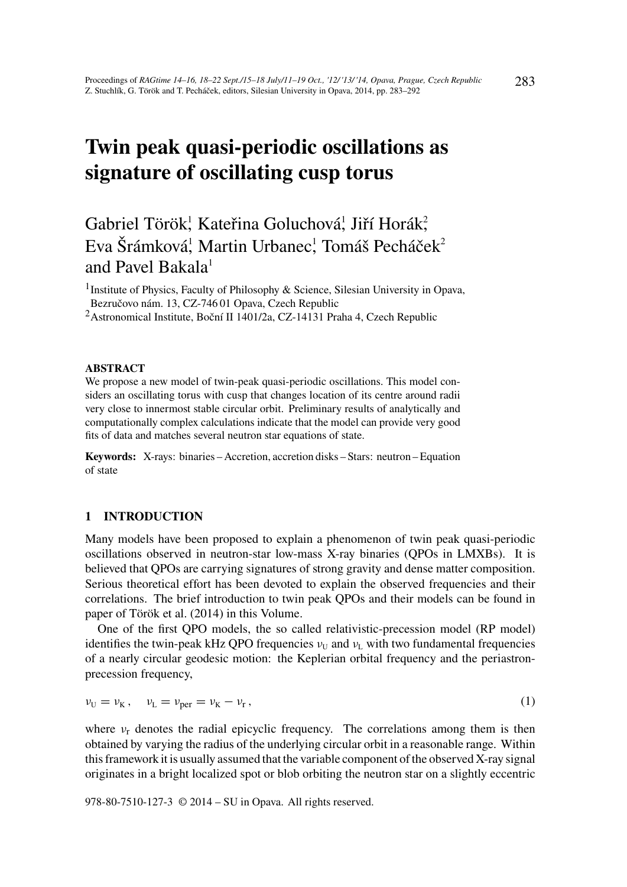# Twin peak quasi-periodic oscillations as signature of oscillating cusp torus

Gabriel Török[1], Kateřina Goluchová[1], Jiří Horák[2], Eva Šrámková[1], Martin Urbanec[1], Tomáš Pecháček[2] and Pavel Bakala[1]

[1] Institute of Physics, Faculty of Philosophy & Science, Silesian University in Opava, Bezručovo nám. 13, CZ-746 01 Opava, Czech Republic

[2] Astronomical Institute, Boční II 1401/2a, CZ-14131 Praha 4, Czech Republic

**ABSTRACT**

We propose a new model of twin-peak quasi-periodic oscillations. This model considers an oscillating torus with cusp that changes location of its centre around radii very close to innermost stable circular orbit. Preliminary results of analytically and computationally complex calculations indicate that the model can provide very good fits of data and matches several neutron star equations of state.

**Keywords:** X-rays: binaries – Accretion, accretion disks – Stars: neutron – Equation of state

## 1 INTRODUCTION

Many models have been proposed to explain a phenomenon of twin peak quasi-periodic oscillations observed in neutron-star low-mass X-ray binaries (QPOs in LMXBs). It is believed that QPOs are carrying signatures of strong gravity and dense matter composition. Serious theoretical effort has been devoted to explain the observed frequencies and their correlations. The brief introduction to twin peak QPOs and their models can be found in paper of Török et al. (2014) in this Volume.

One of the first QPO models, the so called relativistic-precession model (RP model) identifies the twin-peak kHz QPO frequencies $\nu_{\mathrm{U}}$ and $\nu_{\mathrm{L}}$ with two fundamental frequencies of a nearly circular geodesic motion: the Keplerian orbital frequency and the periastron-precession frequency,

$$\nu_{\mathrm{U}} = \nu_{\mathrm{K}}\,, \quad \nu_{\mathrm{L}} = \nu_{\mathrm{per}} = \nu_{\mathrm{K}} - \nu_{\mathrm{r}}\,, \tag{1}$$

where $\nu_{\mathrm{r}}$ denotes the radial epicyclic frequency. The correlations among them is then obtained by varying the radius of the underlying circular orbit in a reasonable range. Within this framework it is usually assumed that the variable component of the observed X-ray signal originates in a bright localized spot or blob orbiting the neutron star on a slightly eccentric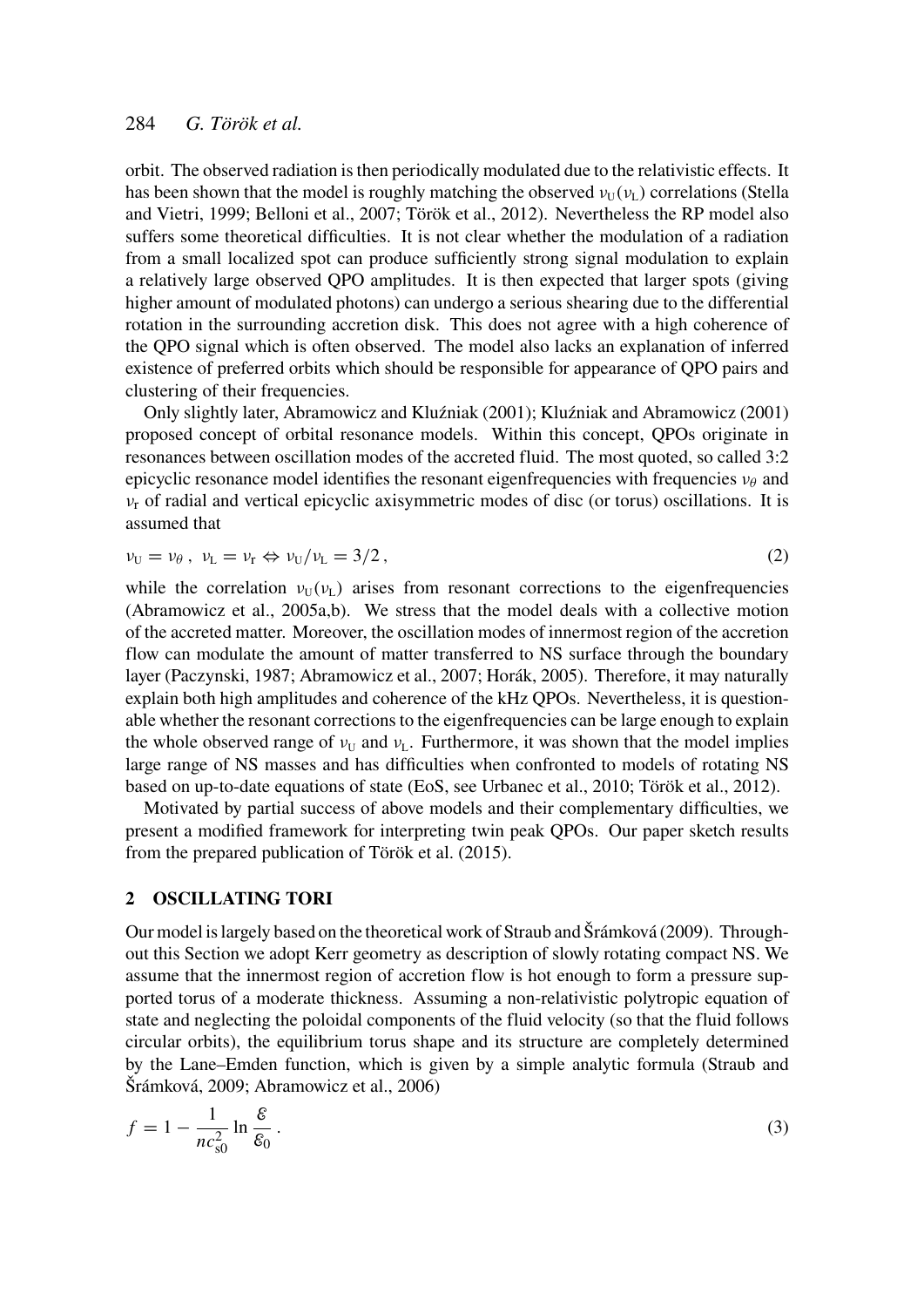orbit. The observed radiation is then periodically modulated due to the relativistic effects. It has been shown that the model is roughly matching the observed $\nu_{\rm U}(\nu_{\rm L})$ correlations (Stella and Vietri, 1999; Belloni et al., 2007; Török et al., 2012). Nevertheless the RP model also suffers some theoretical difficulties. It is not clear whether the modulation of a radiation from a small localized spot can produce sufficiently strong signal modulation to explain a relatively large observed QPO amplitudes. It is then expected that larger spots (giving higher amount of modulated photons) can undergo a serious shearing due to the differential rotation in the surrounding accretion disk. This does not agree with a high coherence of the QPO signal which is often observed. The model also lacks an explanation of inferred existence of preferred orbits which should be responsible for appearance of QPO pairs and clustering of their frequencies.

Only slightly later, Abramowicz and Kluźniak (2001); Kluźniak and Abramowicz (2001) proposed concept of orbital resonance models. Within this concept, QPOs originate in resonances between oscillation modes of the accreted fluid. The most quoted, so called 3:2 epicyclic resonance model identifies the resonant eigenfrequencies with frequencies $\nu_\theta$ and $\nu_{\rm r}$ of radial and vertical epicyclic axisymmetric modes of disc (or torus) oscillations. It is assumed that

$$\nu_{\rm U} = \nu_\theta\,,\ \ \nu_{\rm L} = \nu_{\rm r} \Leftrightarrow \nu_{\rm U}/\nu_{\rm L} = 3/2\,, \tag{2}$$

while the correlation $\nu_{\rm U}(\nu_{\rm L})$ arises from resonant corrections to the eigenfrequencies (Abramowicz et al., 2005a,b). We stress that the model deals with a collective motion of the accreted matter. Moreover, the oscillation modes of innermost region of the accretion flow can modulate the amount of matter transferred to NS surface through the boundary layer (Paczynski, 1987; Abramowicz et al., 2007; Horák, 2005). Therefore, it may naturally explain both high amplitudes and coherence of the kHz QPOs. Nevertheless, it is questionable whether the resonant corrections to the eigenfrequencies can be large enough to explain the whole observed range of $\nu_{\rm U}$ and $\nu_{\rm L}$. Furthermore, it was shown that the model implies large range of NS masses and has difficulties when confronted to models of rotating NS based on up-to-date equations of state (EoS, see Urbanec et al., 2010; Török et al., 2012).

Motivated by partial success of above models and their complementary difficulties, we present a modified framework for interpreting twin peak QPOs. Our paper sketch results from the prepared publication of Török et al. (2015).

## 2 OSCILLATING TORI

Our model is largely based on the theoretical work of Straub and Šrámková (2009). Throughout this Section we adopt Kerr geometry as description of slowly rotating compact NS. We assume that the innermost region of accretion flow is hot enough to form a pressure supported torus of a moderate thickness. Assuming a non-relativistic polytropic equation of state and neglecting the poloidal components of the fluid velocity (so that the fluid follows circular orbits), the equilibrium torus shape and its structure are completely determined by the Lane–Emden function, which is given by a simple analytic formula (Straub and Šrámková, 2009; Abramowicz et al., 2006)

$$f = 1 - \frac{1}{nc_{\rm s0}^2}\ln\frac{\mathcal{E}}{\mathcal{E}_0}\,. \tag{3}$$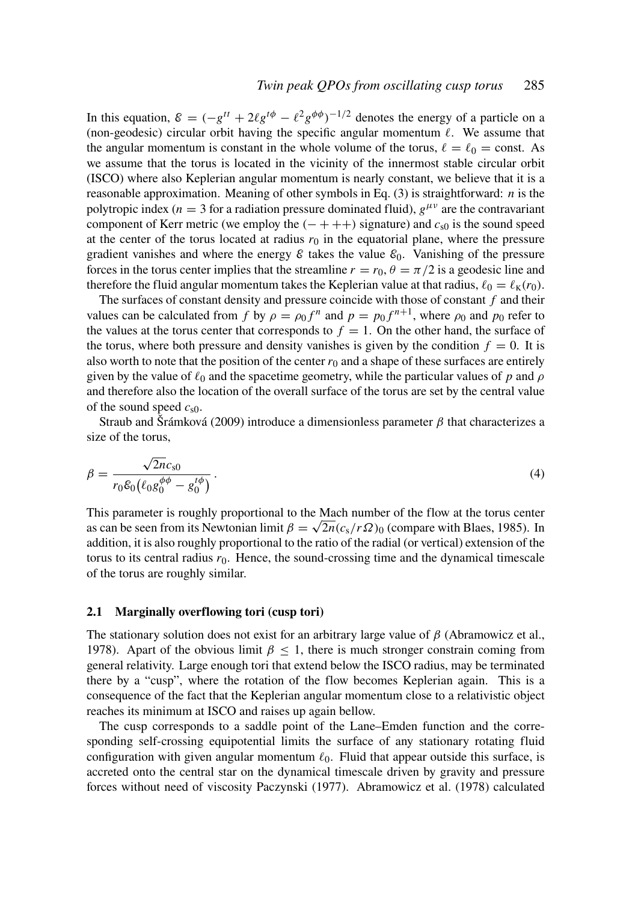In this equation, $\mathcal{E} = (-g^{tt} + 2\ell g^{t\phi} - \ell^2 g^{\phi\phi})^{-1/2}$ denotes the energy of a particle on a (non-geodesic) circular orbit having the specific angular momentum $\ell$. We assume that the angular momentum is constant in the whole volume of the torus, $\ell = \ell_0 = \text{const}$. As we assume that the torus is located in the vicinity of the innermost stable circular orbit (ISCO) where also Keplerian angular momentum is nearly constant, we believe that it is a reasonable approximation. Meaning of other symbols in Eq. (3) is straightforward: $n$ is the polytropic index ($n = 3$ for a radiation pressure dominated fluid), $g^{\mu\nu}$ are the contravariant component of Kerr metric (we employ the $(-+++)$ signature) and $c_{s0}$ is the sound speed at the center of the torus located at radius $r_0$ in the equatorial plane, where the pressure gradient vanishes and where the energy $\mathcal{E}$ takes the value $\mathcal{E}_0$. Vanishing of the pressure forces in the torus center implies that the streamline $r = r_0, \theta = \pi/2$ is a geodesic line and therefore the fluid angular momentum takes the Keplerian value at that radius, $\ell_0 = \ell_K(r_0)$.

The surfaces of constant density and pressure coincide with those of constant $f$ and their values can be calculated from $f$ by $\rho = \rho_0 f^n$ and $p = p_0 f^{n+1}$, where $\rho_0$ and $p_0$ refer to the values at the torus center that corresponds to $f = 1$. On the other hand, the surface of the torus, where both pressure and density vanishes is given by the condition $f = 0$. It is also worth to note that the position of the center $r_0$ and a shape of these surfaces are entirely given by the value of $\ell_0$ and the spacetime geometry, while the particular values of $p$ and $\rho$ and therefore also the location of the overall surface of the torus are set by the central value of the sound speed $c_{s0}$.

Straub and Šrámková (2009) introduce a dimensionless parameter $\beta$ that characterizes a size of the torus,

$$\beta = \frac{\sqrt{2n}\, c_{s0}}{r_0 \mathcal{E}_0 \left(\ell_0 g_0^{\phi\phi} - g_0^{t\phi}\right)} . \tag{4}$$

This parameter is roughly proportional to the Mach number of the flow at the torus center as can be seen from its Newtonian limit $\beta = \sqrt{2n}(c_s/r\Omega)_0$ (compare with Blaes, 1985). In addition, it is also roughly proportional to the ratio of the radial (or vertical) extension of the torus to its central radius $r_0$. Hence, the sound-crossing time and the dynamical timescale of the torus are roughly similar.

### 2.1 Marginally overflowing tori (cusp tori)

The stationary solution does not exist for an arbitrary large value of $\beta$ (Abramowicz et al., 1978). Apart of the obvious limit $\beta \leq 1$, there is much stronger constrain coming from general relativity. Large enough tori that extend below the ISCO radius, may be terminated there by a "cusp", where the rotation of the flow becomes Keplerian again. This is a consequence of the fact that the Keplerian angular momentum close to a relativistic object reaches its minimum at ISCO and raises up again bellow.

The cusp corresponds to a saddle point of the Lane–Emden function and the corresponding self-crossing equipotential limits the surface of any stationary rotating fluid configuration with given angular momentum $\ell_0$. Fluid that appear outside this surface, is accreted onto the central star on the dynamical timescale driven by gravity and pressure forces without need of viscosity Paczynski (1977). Abramowicz et al. (1978) calculated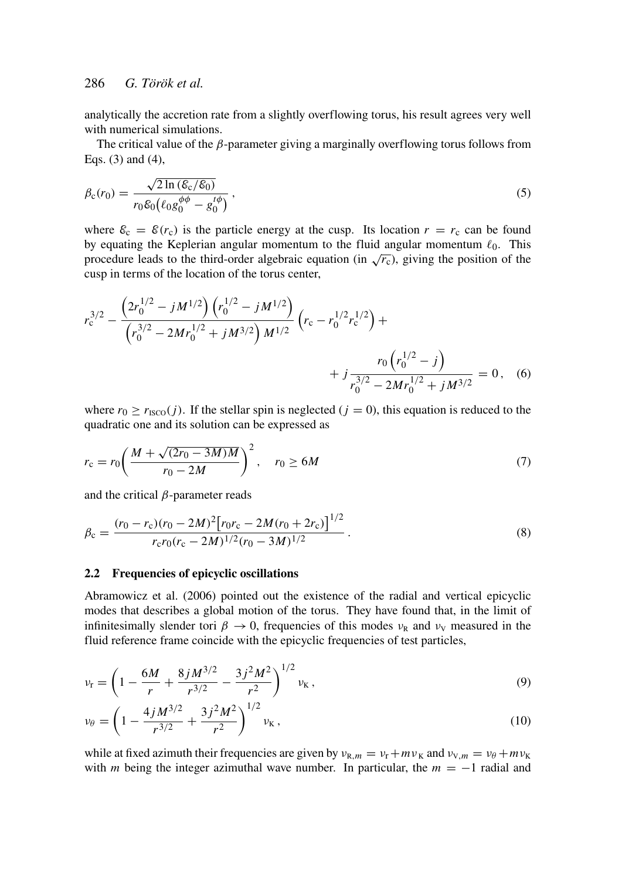analytically the accretion rate from a slightly overflowing torus, his result agrees very well with numerical simulations.

The critical value of the $\beta$-parameter giving a marginally overflowing torus follows from Eqs. (3) and (4),

$$\beta_{\mathrm{c}}(r_0) = \frac{\sqrt{2\ln\left(\mathcal{E}_{\mathrm{c}}/\mathcal{E}_0\right)}}{r_0\mathcal{E}_0\left(\ell_0 g_0^{\phi\phi} - g_0^{t\phi}\right)}\,, \tag{5}$$

where $\mathcal{E}_{\mathrm{c}} = \mathcal{E}(r_{\mathrm{c}})$ is the particle energy at the cusp. Its location $r = r_{\mathrm{c}}$ can be found by equating the Keplerian angular momentum to the fluid angular momentum $\ell_0$. This procedure leads to the third-order algebraic equation (in $\sqrt{r_{\mathrm{c}}}$), giving the position of the cusp in terms of the location of the torus center,

$$r_{\mathrm{c}}^{3/2} - \frac{\left(2r_0^{1/2} - jM^{1/2}\right)\left(r_0^{1/2} - jM^{1/2}\right)}{\left(r_0^{3/2} - 2Mr_0^{1/2} + jM^{3/2}\right)M^{1/2}}\left(r_{\mathrm{c}} - r_0^{1/2}r_{\mathrm{c}}^{1/2}\right) + j\,\frac{r_0\left(r_0^{1/2} - j\right)}{r_0^{3/2} - 2Mr_0^{1/2} + jM^{3/2}} = 0\,, \tag{6}$$

where $r_0 \geq r_{\mathrm{ISCO}}(j)$. If the stellar spin is neglected ($j = 0$), this equation is reduced to the quadratic one and its solution can be expressed as

$$r_{\mathrm{c}} = r_0\left(\frac{M + \sqrt{(2r_0 - 3M)M}}{r_0 - 2M}\right)^2, \quad r_0 \geq 6M \tag{7}$$

and the critical $\beta$-parameter reads

$$\beta_{\mathrm{c}} = \frac{(r_0 - r_{\mathrm{c}})(r_0 - 2M)^2\left[r_0 r_{\mathrm{c}} - 2M(r_0 + 2r_{\mathrm{c}})\right]^{1/2}}{r_{\mathrm{c}}r_0(r_{\mathrm{c}} - 2M)^{1/2}(r_0 - 3M)^{1/2}}\,. \tag{8}$$

### 2.2 Frequencies of epicyclic oscillations

Abramowicz et al. (2006) pointed out the existence of the radial and vertical epicyclic modes that describes a global motion of the torus. They have found that, in the limit of infinitesimally slender tori $\beta \to 0$, frequencies of this modes $\nu_{\mathrm{R}}$ and $\nu_{\mathrm{V}}$ measured in the fluid reference frame coincide with the epicyclic frequencies of test particles,

$$\nu_{\mathrm{r}} = \left(1 - \frac{6M}{r} + \frac{8jM^{3/2}}{r^{3/2}} - \frac{3j^2M^2}{r^2}\right)^{1/2}\nu_{\mathrm{K}}\,, \tag{9}$$

$$\nu_{\theta} = \left(1 - \frac{4jM^{3/2}}{r^{3/2}} + \frac{3j^2M^2}{r^2}\right)^{1/2}\nu_{\mathrm{K}}\,, \tag{10}$$

while at fixed azimuth their frequencies are given by $\nu_{\mathrm{R},m} = \nu_{\mathrm{r}} + m\nu_{\mathrm{K}}$ and $\nu_{\mathrm{V},m} = \nu_{\theta} + m\nu_{\mathrm{K}}$ with $m$ being the integer azimuthal wave number. In particular, the $m = -1$ radial and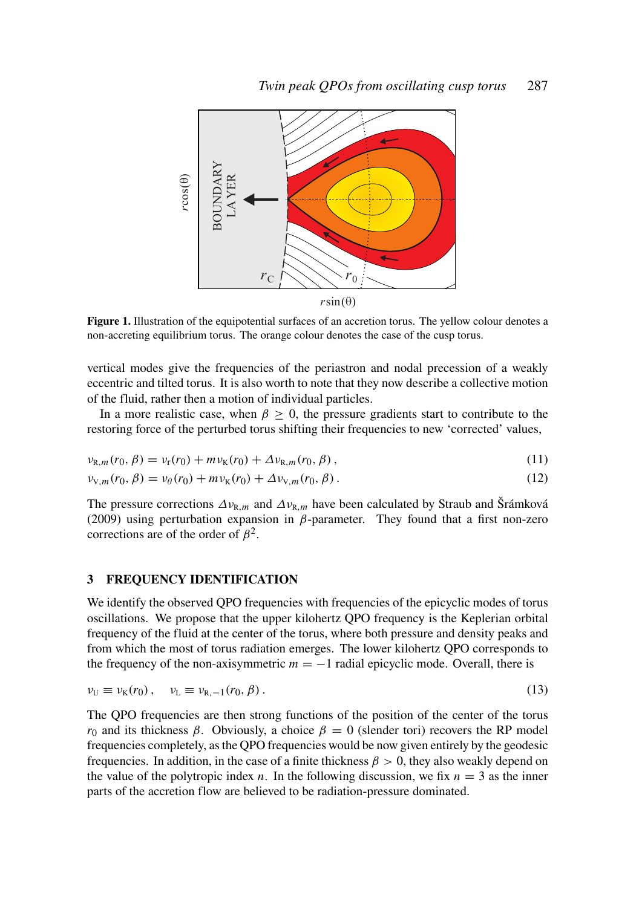Figure 1. Illustration of the equipotential surfaces of an accretion torus. The yellow colour denotes a non-accreting equilibrium torus. The orange colour denotes the case of the cusp torus.

vertical modes give the frequencies of the periastron and nodal precession of a weakly eccentric and tilted torus. It is also worth to note that they now describe a collective motion of the fluid, rather then a motion of individual particles.

In a more realistic case, when $\beta \geq 0$, the pressure gradients start to contribute to the restoring force of the perturbed torus shifting their frequencies to new 'corrected' values,

$$\nu_{\mathrm{R},m}(r_0,\beta) = \nu_{\mathrm{r}}(r_0) + m\nu_{\mathrm{K}}(r_0) + \Delta\nu_{\mathrm{R},m}(r_0,\beta)\,, \tag{11}$$

$$\nu_{\mathrm{V},m}(r_0,\beta) = \nu_{\theta}(r_0) + m\nu_{\mathrm{K}}(r_0) + \Delta\nu_{\mathrm{V},m}(r_0,\beta)\,. \tag{12}$$

The pressure corrections $\Delta\nu_{\mathrm{R},m}$ and $\Delta\nu_{\mathrm{R},m}$ have been calculated by Straub and Šrámková (2009) using perturbation expansion in $\beta$-parameter. They found that a first non-zero corrections are of the order of $\beta^2$.

## 3 FREQUENCY IDENTIFICATION

We identify the observed QPO frequencies with frequencies of the epicyclic modes of torus oscillations. We propose that the upper kilohertz QPO frequency is the Keplerian orbital frequency of the fluid at the center of the torus, where both pressure and density peaks and from which the most of torus radiation emerges. The lower kilohertz QPO corresponds to the frequency of the non-axisymmetric $m = -1$ radial epicyclic mode. Overall, there is

$$\nu_{\mathrm{U}} \equiv \nu_{\mathrm{K}}(r_0)\,, \quad \nu_{\mathrm{L}} \equiv \nu_{\mathrm{R},-1}(r_0,\beta)\,. \tag{13}$$

The QPO frequencies are then strong functions of the position of the center of the torus $r_0$ and its thickness $\beta$. Obviously, a choice $\beta = 0$ (slender tori) recovers the RP model frequencies completely, as the QPO frequencies would be now given entirely by the geodesic frequencies. In addition, in the case of a finite thickness $\beta > 0$, they also weakly depend on the value of the polytropic index $n$. In the following discussion, we fix $n = 3$ as the inner parts of the accretion flow are believed to be radiation-pressure dominated.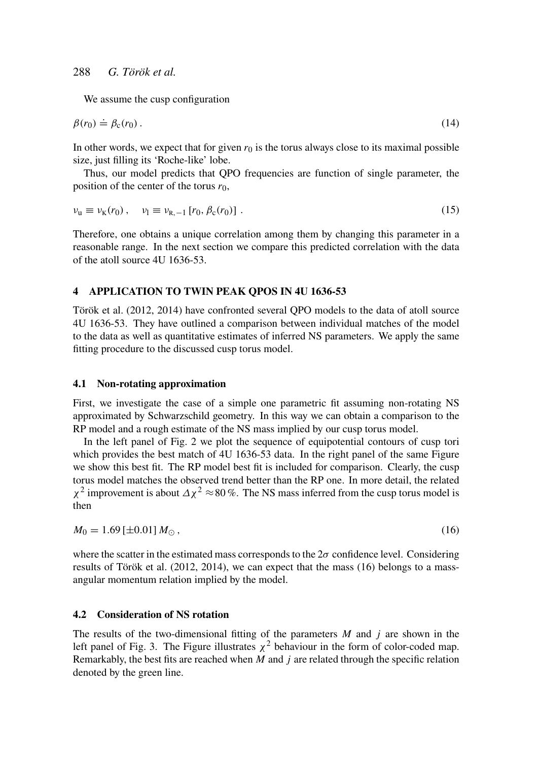We assume the cusp configuration

$$\beta(r_0) \doteq \beta_{\mathrm{c}}(r_0)\,. \tag{14}$$

In other words, we expect that for given $r_0$ is the torus always close to its maximal possible size, just filling its 'Roche-like' lobe.

Thus, our model predicts that QPO frequencies are function of single parameter, the position of the center of the torus $r_0$,

$$\nu_{\mathrm{u}} \equiv \nu_{\mathrm{K}}(r_0)\,, \quad \nu_{\mathrm{l}} \equiv \nu_{\mathrm{R},-1}\left[r_0, \beta_{\mathrm{c}}(r_0)\right]\,. \tag{15}$$

Therefore, one obtains a unique correlation among them by changing this parameter in a reasonable range. In the next section we compare this predicted correlation with the data of the atoll source 4U 1636-53.

## 4 APPLICATION TO TWIN PEAK QPOS IN 4U 1636-53

Török et al. (2012, 2014) have confronted several QPO models to the data of atoll source 4U 1636-53. They have outlined a comparison between individual matches of the model to the data as well as quantitative estimates of inferred NS parameters. We apply the same fitting procedure to the discussed cusp torus model.

### 4.1 Non-rotating approximation

First, we investigate the case of a simple one parametric fit assuming non-rotating NS approximated by Schwarzschild geometry. In this way we can obtain a comparison to the RP model and a rough estimate of the NS mass implied by our cusp torus model.

In the left panel of Fig. 2 we plot the sequence of equipotential contours of cusp tori which provides the best match of 4U 1636-53 data. In the right panel of the same Figure we show this best fit. The RP model best fit is included for comparison. Clearly, the cusp torus model matches the observed trend better than the RP one. In more detail, the related $\chi^2$ improvement is about $\Delta\chi^2 \approx 80\,\%$. The NS mass inferred from the cusp torus model is then

$$M_0 = 1.69\,[\pm 0.01]\,M_{\odot}\,, \tag{16}$$

where the scatter in the estimated mass corresponds to the $2\sigma$ confidence level. Considering results of Török et al. (2012, 2014), we can expect that the mass (16) belongs to a mass-angular momentum relation implied by the model.

### 4.2 Consideration of NS rotation

The results of the two-dimensional fitting of the parameters $M$ and $j$ are shown in the left panel of Fig. 3. The Figure illustrates $\chi^2$ behaviour in the form of color-coded map. Remarkably, the best fits are reached when $M$ and $j$ are related through the specific relation denoted by the green line.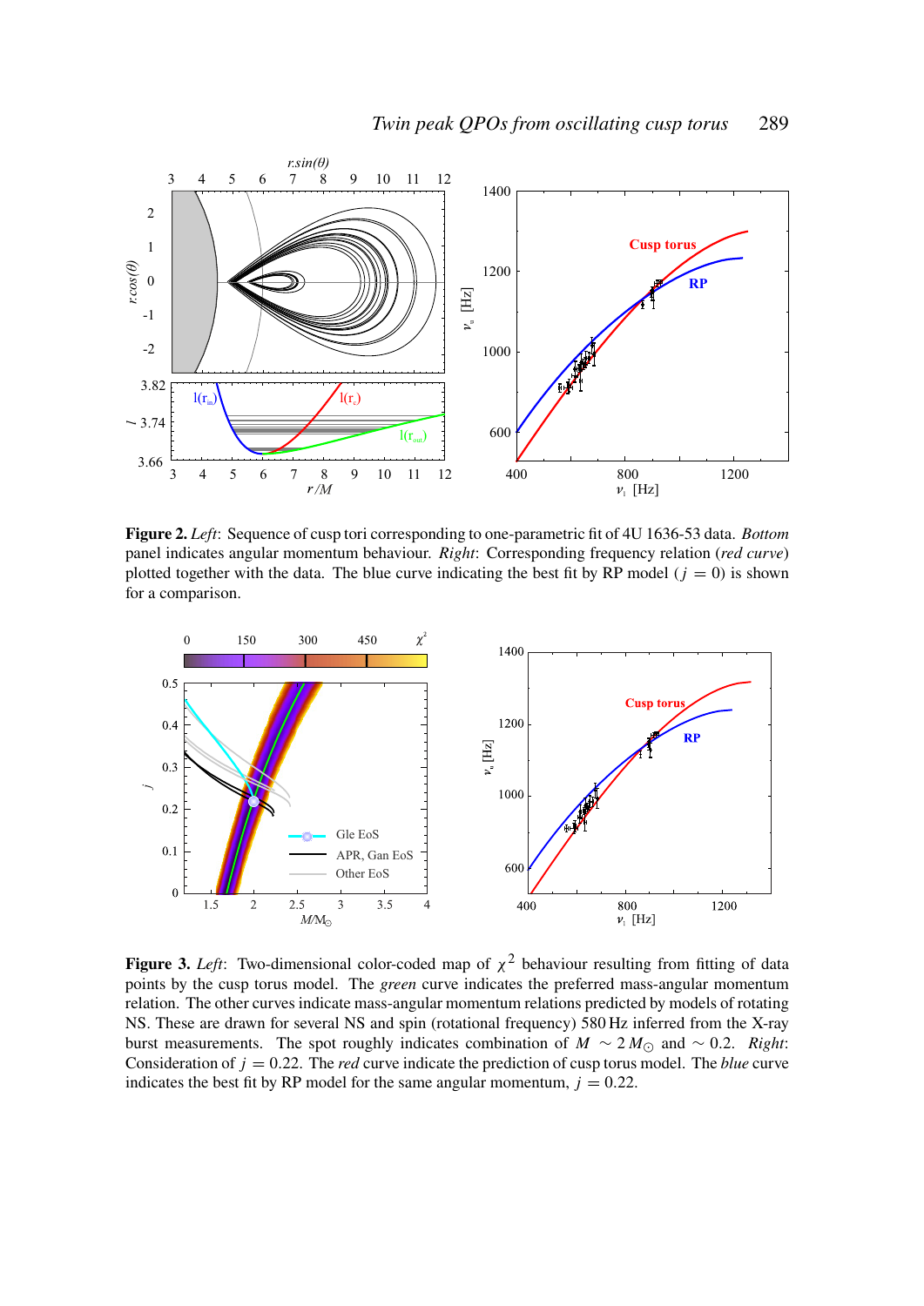**Figure 2.** *Left*: Sequence of cusp tori corresponding to one-parametric fit of 4U 1636-53 data. *Bottom* panel indicates angular momentum behaviour. *Right*: Corresponding frequency relation (*red curve*) plotted together with the data. The blue curve indicating the best fit by RP model ($j = 0$) is shown for a comparison.

**Figure 3.** *Left*: Two-dimensional color-coded map of $\chi^2$ behaviour resulting from fitting of data points by the cusp torus model. The *green* curve indicates the preferred mass-angular momentum relation. The other curves indicate mass-angular momentum relations predicted by models of rotating NS. These are drawn for several NS and spin (rotational frequency) 580 Hz inferred from the X-ray burst measurements. The spot roughly indicates combination of $M \sim 2\,M_{\odot}$ and $\sim 0.2$. *Right*: Consideration of $j = 0.22$. The *red* curve indicate the prediction of cusp torus model. The *blue* curve indicates the best fit by RP model for the same angular momentum, $j = 0.22$.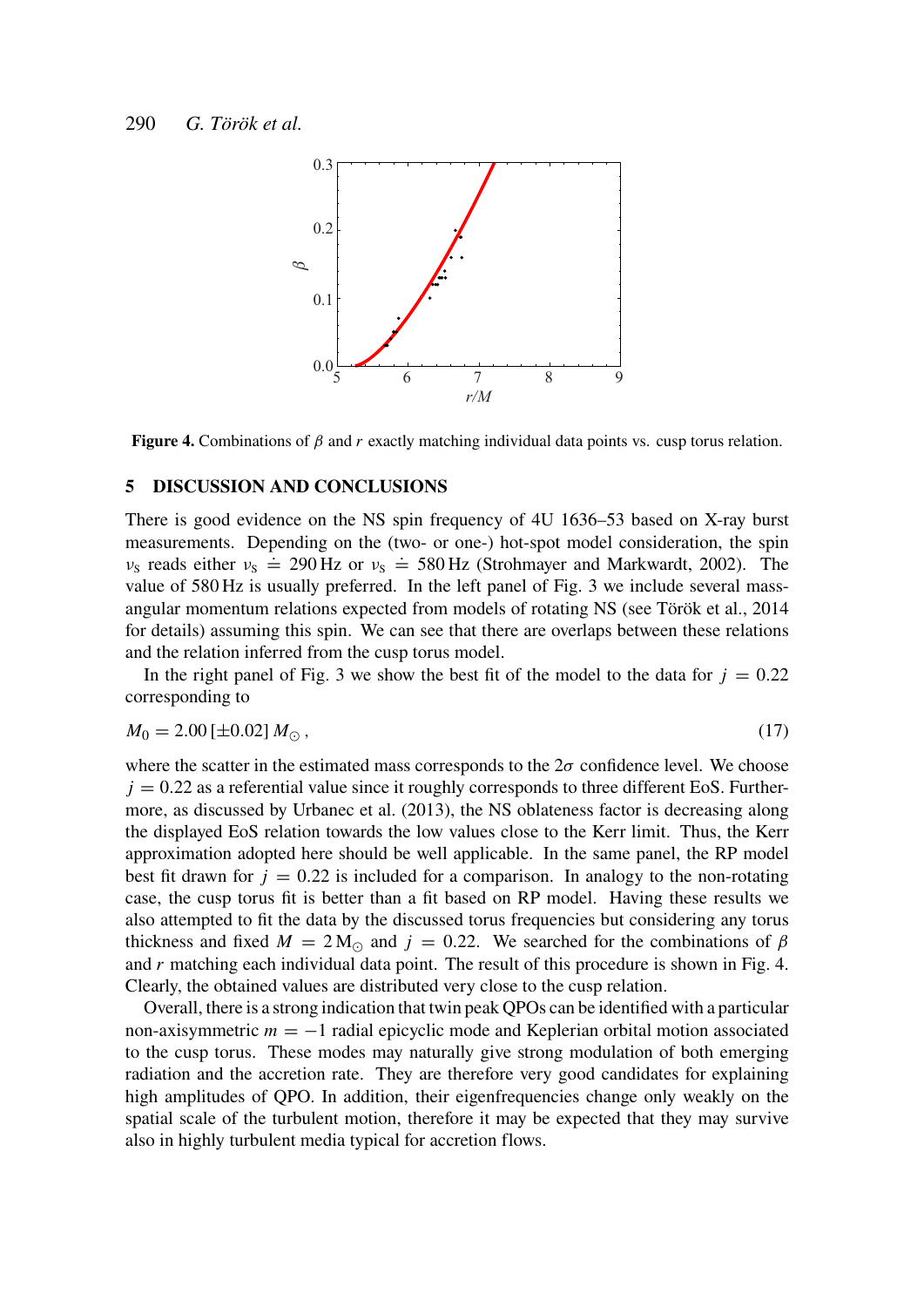**Figure 4.** Combinations of $\beta$ and $r$ exactly matching individual data points vs. cusp torus relation.

## 5 DISCUSSION AND CONCLUSIONS

There is good evidence on the NS spin frequency of 4U 1636–53 based on X-ray burst measurements. Depending on the (two- or one-) hot-spot model consideration, the spin $\nu_S$ reads either $\nu_S \doteq 290\,\mathrm{Hz}$ or $\nu_S \doteq 580\,\mathrm{Hz}$ (Strohmayer and Markwardt, 2002). The value of 580 Hz is usually preferred. In the left panel of Fig. 3 we include several mass-angular momentum relations expected from models of rotating NS (see Török et al., 2014 for details) assuming this spin. We can see that there are overlaps between these relations and the relation inferred from the cusp torus model.

In the right panel of Fig. 3 we show the best fit of the model to the data for $j = 0.22$ corresponding to

$$M_0 = 2.00\,[\pm 0.02]\,M_{\odot}\,, \tag{17}$$

where the scatter in the estimated mass corresponds to the $2\sigma$ confidence level. We choose $j = 0.22$ as a referential value since it roughly corresponds to three different EoS. Furthermore, as discussed by Urbanec et al. (2013), the NS oblateness factor is decreasing along the displayed EoS relation towards the low values close to the Kerr limit. Thus, the Kerr approximation adopted here should be well applicable. In the same panel, the RP model best fit drawn for $j = 0.22$ is included for a comparison. In analogy to the non-rotating case, the cusp torus fit is better than a fit based on RP model. Having these results we also attempted to fit the data by the discussed torus frequencies but considering any torus thickness and fixed $M = 2\,\mathrm{M}_{\odot}$ and $j = 0.22$. We searched for the combinations of $\beta$ and $r$ matching each individual data point. The result of this procedure is shown in Fig. 4. Clearly, the obtained values are distributed very close to the cusp relation.

Overall, there is a strong indication that twin peak QPOs can be identified with a particular non-axisymmetric $m = -1$ radial epicyclic mode and Keplerian orbital motion associated to the cusp torus. These modes may naturally give strong modulation of both emerging radiation and the accretion rate. They are therefore very good candidates for explaining high amplitudes of QPO. In addition, their eigenfrequencies change only weakly on the spatial scale of the turbulent motion, therefore it may be expected that they may survive also in highly turbulent media typical for accretion flows.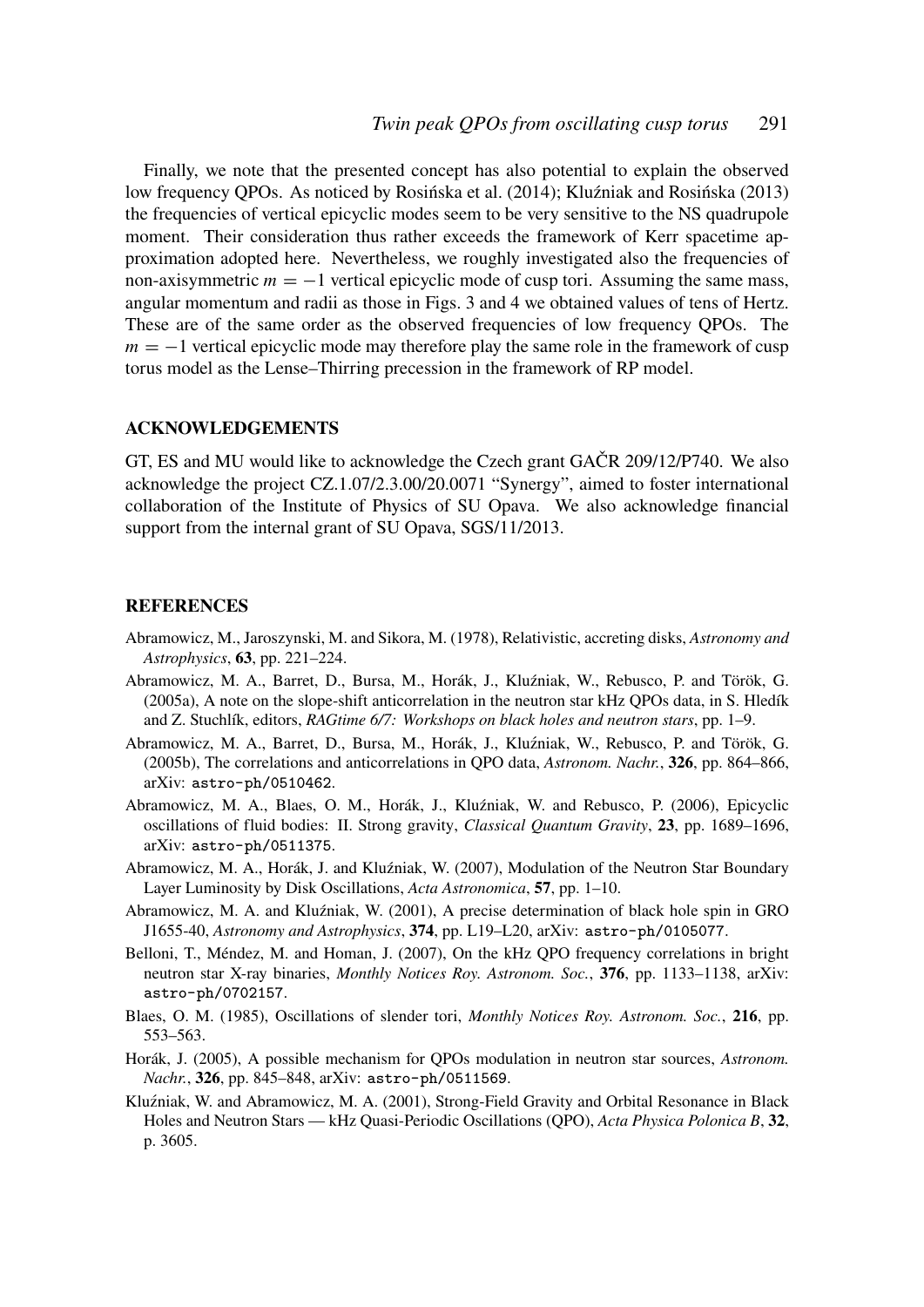Finally, we note that the presented concept has also potential to explain the observed low frequency QPOs. As noticed by Rosińska et al. (2014); Kluźniak and Rosińska (2013) the frequencies of vertical epicyclic modes seem to be very sensitive to the NS quadrupole moment. Their consideration thus rather exceeds the framework of Kerr spacetime approximation adopted here. Nevertheless, we roughly investigated also the frequencies of non-axisymmetric $m = -1$ vertical epicyclic mode of cusp tori. Assuming the same mass, angular momentum and radii as those in Figs. 3 and 4 we obtained values of tens of Hertz. These are of the same order as the observed frequencies of low frequency QPOs. The $m = -1$ vertical epicyclic mode may therefore play the same role in the framework of cusp torus model as the Lense–Thirring precession in the framework of RP model.

## ACKNOWLEDGEMENTS

GT, ES and MU would like to acknowledge the Czech grant GAČR 209/12/P740. We also acknowledge the project CZ.1.07/2.3.00/20.0071 "Synergy", aimed to foster international collaboration of the Institute of Physics of SU Opava. We also acknowledge financial support from the internal grant of SU Opava, SGS/11/2013.

## REFERENCES

Abramowicz, M., Jaroszynski, M. and Sikora, M. (1978), Relativistic, accreting disks, *Astronomy and Astrophysics*, **63**, pp. 221–224.

Abramowicz, M. A., Barret, D., Bursa, M., Horák, J., Kluźniak, W., Rebusco, P. and Török, G. (2005a), A note on the slope-shift anticorrelation in the neutron star kHz QPOs data, in S. Hledík and Z. Stuchlík, editors, *RAGtime 6/7: Workshops on black holes and neutron stars*, pp. 1–9.

Abramowicz, M. A., Barret, D., Bursa, M., Horák, J., Kluźniak, W., Rebusco, P. and Török, G. (2005b), The correlations and anticorrelations in QPO data, *Astronom. Nachr.*, **326**, pp. 864–866, arXiv: astro-ph/0510462.

Abramowicz, M. A., Blaes, O. M., Horák, J., Kluźniak, W. and Rebusco, P. (2006), Epicyclic oscillations of fluid bodies: II. Strong gravity, *Classical Quantum Gravity*, **23**, pp. 1689–1696, arXiv: astro-ph/0511375.

Abramowicz, M. A., Horák, J. and Kluźniak, W. (2007), Modulation of the Neutron Star Boundary Layer Luminosity by Disk Oscillations, *Acta Astronomica*, **57**, pp. 1–10.

Abramowicz, M. A. and Kluźniak, W. (2001), A precise determination of black hole spin in GRO J1655-40, *Astronomy and Astrophysics*, **374**, pp. L19–L20, arXiv: astro-ph/0105077.

Belloni, T., Méndez, M. and Homan, J. (2007), On the kHz QPO frequency correlations in bright neutron star X-ray binaries, *Monthly Notices Roy. Astronom. Soc.*, **376**, pp. 1133–1138, arXiv: astro-ph/0702157.

Blaes, O. M. (1985), Oscillations of slender tori, *Monthly Notices Roy. Astronom. Soc.*, **216**, pp. 553–563.

Horák, J. (2005), A possible mechanism for QPOs modulation in neutron star sources, *Astronom. Nachr.*, **326**, pp. 845–848, arXiv: astro-ph/0511569.

Kluźniak, W. and Abramowicz, M. A. (2001), Strong-Field Gravity and Orbital Resonance in Black Holes and Neutron Stars — kHz Quasi-Periodic Oscillations (QPO), *Acta Physica Polonica B*, **32**, p. 3605.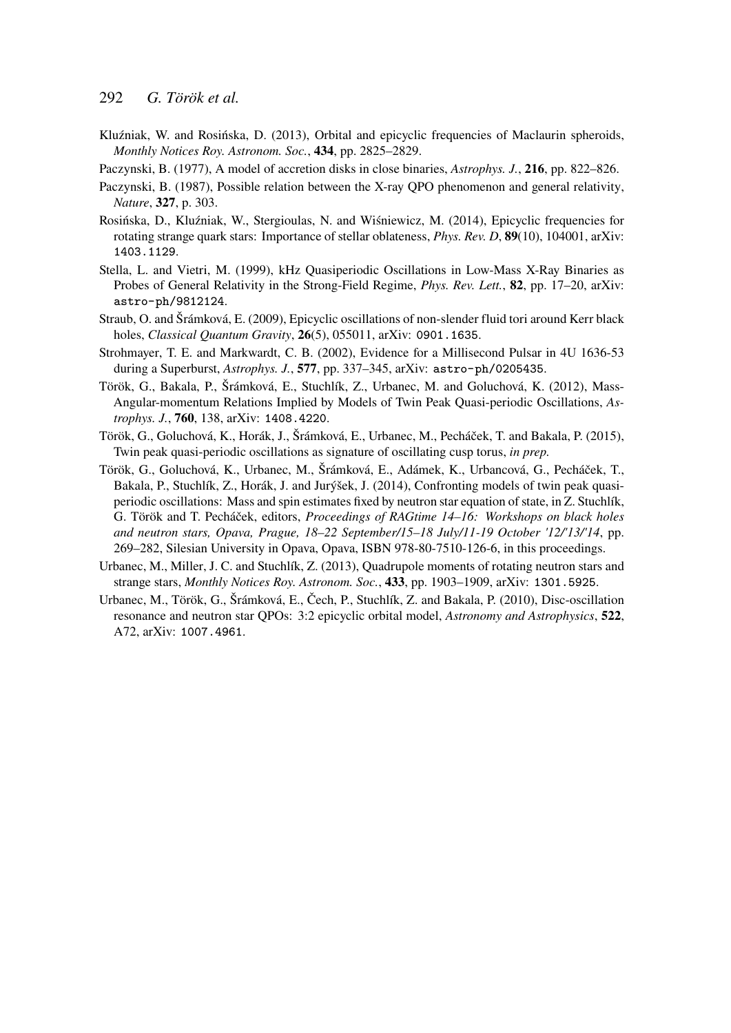Kluźniak, W. and Rosińska, D. (2013), Orbital and epicyclic frequencies of Maclaurin spheroids, *Monthly Notices Roy. Astronom. Soc.*, **434**, pp. 2825–2829.

Paczynski, B. (1977), A model of accretion disks in close binaries, *Astrophys. J.*, **216**, pp. 822–826.

Paczynski, B. (1987), Possible relation between the X-ray QPO phenomenon and general relativity, *Nature*, **327**, p. 303.

Rosińska, D., Kluźniak, W., Stergioulas, N. and Wiśniewicz, M. (2014), Epicyclic frequencies for rotating strange quark stars: Importance of stellar oblateness, *Phys. Rev. D*, **89**(10), 104001, arXiv: 1403.1129.

Stella, L. and Vietri, M. (1999), kHz Quasiperiodic Oscillations in Low-Mass X-Ray Binaries as Probes of General Relativity in the Strong-Field Regime, *Phys. Rev. Lett.*, **82**, pp. 17–20, arXiv: astro-ph/9812124.

Straub, O. and Šrámková, E. (2009), Epicyclic oscillations of non-slender fluid tori around Kerr black holes, *Classical Quantum Gravity*, **26**(5), 055011, arXiv: 0901.1635.

Strohmayer, T. E. and Markwardt, C. B. (2002), Evidence for a Millisecond Pulsar in 4U 1636-53 during a Superburst, *Astrophys. J.*, **577**, pp. 337–345, arXiv: astro-ph/0205435.

Török, G., Bakala, P., Šrámková, E., Stuchlík, Z., Urbanec, M. and Goluchová, K. (2012), Mass-Angular-momentum Relations Implied by Models of Twin Peak Quasi-periodic Oscillations, *Astrophys. J.*, **760**, 138, arXiv: 1408.4220.

Török, G., Goluchová, K., Horák, J., Šrámková, E., Urbanec, M., Pecháček, T. and Bakala, P. (2015), Twin peak quasi-periodic oscillations as signature of oscillating cusp torus, *in prep.*

Török, G., Goluchová, K., Urbanec, M., Šrámková, E., Adámek, K., Urbancová, G., Pecháček, T., Bakala, P., Stuchlík, Z., Horák, J. and Jurýšek, J. (2014), Confronting models of twin peak quasi-periodic oscillations: Mass and spin estimates fixed by neutron star equation of state, in Z. Stuchlík, G. Török and T. Pecháček, editors, *Proceedings of RAGtime 14–16: Workshops on black holes and neutron stars, Opava, Prague, 18–22 September/15–18 July/11-19 October '12/'13/'14*, pp. 269–282, Silesian University in Opava, Opava, ISBN 978-80-7510-126-6, in this proceedings.

Urbanec, M., Miller, J. C. and Stuchlík, Z. (2013), Quadrupole moments of rotating neutron stars and strange stars, *Monthly Notices Roy. Astronom. Soc.*, **433**, pp. 1903–1909, arXiv: 1301.5925.

Urbanec, M., Török, G., Šrámková, E., Čech, P., Stuchlík, Z. and Bakala, P. (2010), Disc-oscillation resonance and neutron star QPOs: 3:2 epicyclic orbital model, *Astronomy and Astrophysics*, **522**, A72, arXiv: 1007.4961.